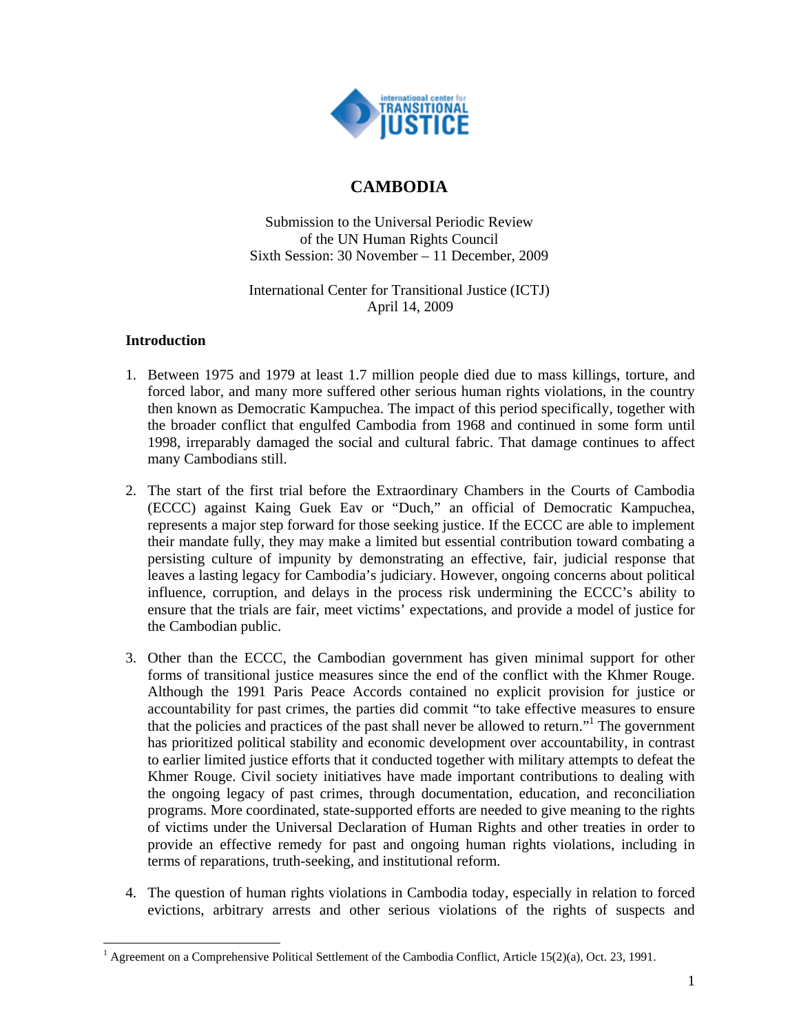# CAMBODIA

Submission to the Universal Periodic Review
of the UN Human Rights Council
Sixth Session: 30 November – 11 December, 2009

International Center for Transitional Justice (ICTJ)
April 14, 2009

## Introduction

1. Between 1975 and 1979 at least 1.7 million people died due to mass killings, torture, and forced labor, and many more suffered other serious human rights violations, in the country then known as Democratic Kampuchea. The impact of this period specifically, together with the broader conflict that engulfed Cambodia from 1968 and continued in some form until 1998, irreparably damaged the social and cultural fabric. That damage continues to affect many Cambodians still.

2. The start of the first trial before the Extraordinary Chambers in the Courts of Cambodia (ECCC) against Kaing Guek Eav or "Duch," an official of Democratic Kampuchea, represents a major step forward for those seeking justice. If the ECCC are able to implement their mandate fully, they may make a limited but essential contribution toward combating a persisting culture of impunity by demonstrating an effective, fair, judicial response that leaves a lasting legacy for Cambodia's judiciary. However, ongoing concerns about political influence, corruption, and delays in the process risk undermining the ECCC's ability to ensure that the trials are fair, meet victims' expectations, and provide a model of justice for the Cambodian public.

3. Other than the ECCC, the Cambodian government has given minimal support for other forms of transitional justice measures since the end of the conflict with the Khmer Rouge. Although the 1991 Paris Peace Accords contained no explicit provision for justice or accountability for past crimes, the parties did commit "to take effective measures to ensure that the policies and practices of the past shall never be allowed to return."[1] The government has prioritized political stability and economic development over accountability, in contrast to earlier limited justice efforts that it conducted together with military attempts to defeat the Khmer Rouge. Civil society initiatives have made important contributions to dealing with the ongoing legacy of past crimes, through documentation, education, and reconciliation programs. More coordinated, state-supported efforts are needed to give meaning to the rights of victims under the Universal Declaration of Human Rights and other treaties in order to provide an effective remedy for past and ongoing human rights violations, including in terms of reparations, truth-seeking, and institutional reform.

4. The question of human rights violations in Cambodia today, especially in relation to forced evictions, arbitrary arrests and other serious violations of the rights of suspects and

[1] Agreement on a Comprehensive Political Settlement of the Cambodia Conflict, Article 15(2)(a), Oct. 23, 1991.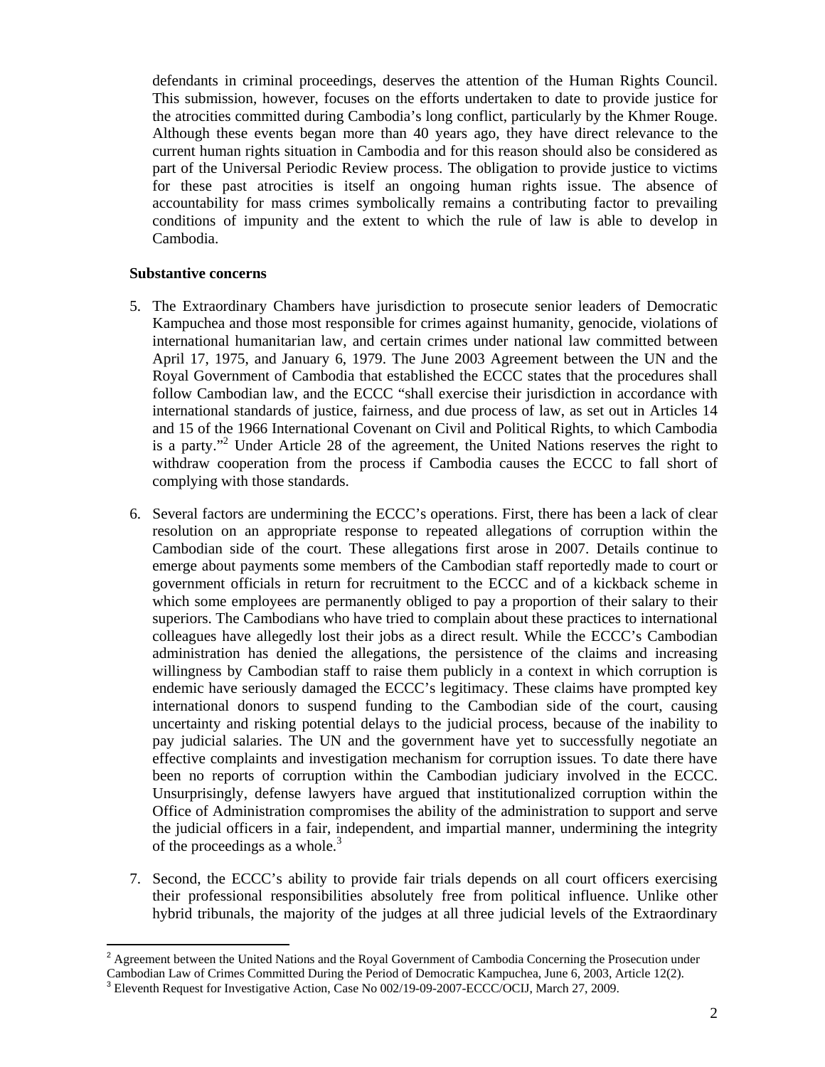defendants in criminal proceedings, deserves the attention of the Human Rights Council. This submission, however, focuses on the efforts undertaken to date to provide justice for the atrocities committed during Cambodia's long conflict, particularly by the Khmer Rouge. Although these events began more than 40 years ago, they have direct relevance to the current human rights situation in Cambodia and for this reason should also be considered as part of the Universal Periodic Review process. The obligation to provide justice to victims for these past atrocities is itself an ongoing human rights issue. The absence of accountability for mass crimes symbolically remains a contributing factor to prevailing conditions of impunity and the extent to which the rule of law is able to develop in Cambodia.

**Substantive concerns**

5. The Extraordinary Chambers have jurisdiction to prosecute senior leaders of Democratic Kampuchea and those most responsible for crimes against humanity, genocide, violations of international humanitarian law, and certain crimes under national law committed between April 17, 1975, and January 6, 1979. The June 2003 Agreement between the UN and the Royal Government of Cambodia that established the ECCC states that the procedures shall follow Cambodian law, and the ECCC "shall exercise their jurisdiction in accordance with international standards of justice, fairness, and due process of law, as set out in Articles 14 and 15 of the 1966 International Covenant on Civil and Political Rights, to which Cambodia is a party."[2] Under Article 28 of the agreement, the United Nations reserves the right to withdraw cooperation from the process if Cambodia causes the ECCC to fall short of complying with those standards.

6. Several factors are undermining the ECCC's operations. First, there has been a lack of clear resolution on an appropriate response to repeated allegations of corruption within the Cambodian side of the court. These allegations first arose in 2007. Details continue to emerge about payments some members of the Cambodian staff reportedly made to court or government officials in return for recruitment to the ECCC and of a kickback scheme in which some employees are permanently obliged to pay a proportion of their salary to their superiors. The Cambodians who have tried to complain about these practices to international colleagues have allegedly lost their jobs as a direct result. While the ECCC's Cambodian administration has denied the allegations, the persistence of the claims and increasing willingness by Cambodian staff to raise them publicly in a context in which corruption is endemic have seriously damaged the ECCC's legitimacy. These claims have prompted key international donors to suspend funding to the Cambodian side of the court, causing uncertainty and risking potential delays to the judicial process, because of the inability to pay judicial salaries. The UN and the government have yet to successfully negotiate an effective complaints and investigation mechanism for corruption issues. To date there have been no reports of corruption within the Cambodian judiciary involved in the ECCC. Unsurprisingly, defense lawyers have argued that institutionalized corruption within the Office of Administration compromises the ability of the administration to support and serve the judicial officers in a fair, independent, and impartial manner, undermining the integrity of the proceedings as a whole.[3]

7. Second, the ECCC's ability to provide fair trials depends on all court officers exercising their professional responsibilities absolutely free from political influence. Unlike other hybrid tribunals, the majority of the judges at all three judicial levels of the Extraordinary

---

[2] Agreement between the United Nations and the Royal Government of Cambodia Concerning the Prosecution under Cambodian Law of Crimes Committed During the Period of Democratic Kampuchea, June 6, 2003, Article 12(2).

[3] Eleventh Request for Investigative Action, Case No 002/19-09-2007-ECCC/OCIJ, March 27, 2009.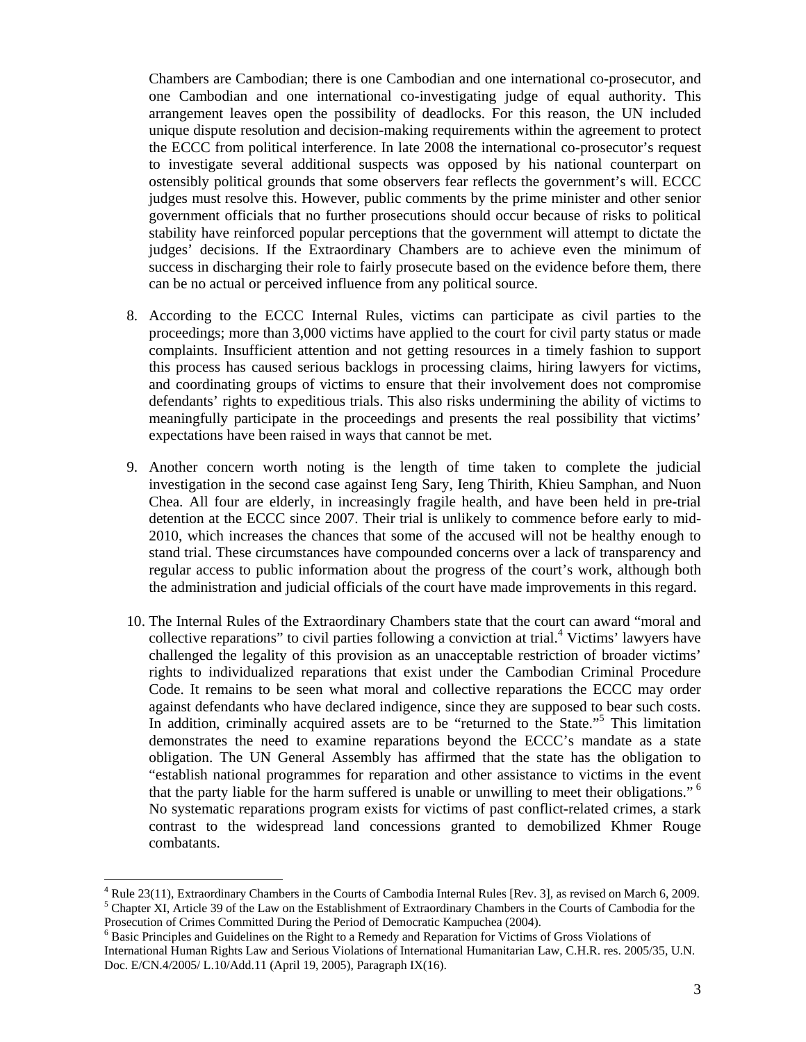Chambers are Cambodian; there is one Cambodian and one international co-prosecutor, and one Cambodian and one international co-investigating judge of equal authority. This arrangement leaves open the possibility of deadlocks. For this reason, the UN included unique dispute resolution and decision-making requirements within the agreement to protect the ECCC from political interference. In late 2008 the international co-prosecutor's request to investigate several additional suspects was opposed by his national counterpart on ostensibly political grounds that some observers fear reflects the government's will. ECCC judges must resolve this. However, public comments by the prime minister and other senior government officials that no further prosecutions should occur because of risks to political stability have reinforced popular perceptions that the government will attempt to dictate the judges' decisions. If the Extraordinary Chambers are to achieve even the minimum of success in discharging their role to fairly prosecute based on the evidence before them, there can be no actual or perceived influence from any political source.

8. According to the ECCC Internal Rules, victims can participate as civil parties to the proceedings; more than 3,000 victims have applied to the court for civil party status or made complaints. Insufficient attention and not getting resources in a timely fashion to support this process has caused serious backlogs in processing claims, hiring lawyers for victims, and coordinating groups of victims to ensure that their involvement does not compromise defendants' rights to expeditious trials. This also risks undermining the ability of victims to meaningfully participate in the proceedings and presents the real possibility that victims' expectations have been raised in ways that cannot be met.

9. Another concern worth noting is the length of time taken to complete the judicial investigation in the second case against Ieng Sary, Ieng Thirith, Khieu Samphan, and Nuon Chea. All four are elderly, in increasingly fragile health, and have been held in pre-trial detention at the ECCC since 2007. Their trial is unlikely to commence before early to mid-2010, which increases the chances that some of the accused will not be healthy enough to stand trial. These circumstances have compounded concerns over a lack of transparency and regular access to public information about the progress of the court's work, although both the administration and judicial officials of the court have made improvements in this regard.

10. The Internal Rules of the Extraordinary Chambers state that the court can award "moral and collective reparations" to civil parties following a conviction at trial.[4] Victims' lawyers have challenged the legality of this provision as an unacceptable restriction of broader victims' rights to individualized reparations that exist under the Cambodian Criminal Procedure Code. It remains to be seen what moral and collective reparations the ECCC may order against defendants who have declared indigence, since they are supposed to bear such costs. In addition, criminally acquired assets are to be "returned to the State."[5] This limitation demonstrates the need to examine reparations beyond the ECCC's mandate as a state obligation. The UN General Assembly has affirmed that the state has the obligation to "establish national programmes for reparation and other assistance to victims in the event that the party liable for the harm suffered is unable or unwilling to meet their obligations."[6] No systematic reparations program exists for victims of past conflict-related crimes, a stark contrast to the widespread land concessions granted to demobilized Khmer Rouge combatants.

[4] Rule 23(11), Extraordinary Chambers in the Courts of Cambodia Internal Rules [Rev. 3], as revised on March 6, 2009.

[5] Chapter XI, Article 39 of the Law on the Establishment of Extraordinary Chambers in the Courts of Cambodia for the Prosecution of Crimes Committed During the Period of Democratic Kampuchea (2004).

[6] Basic Principles and Guidelines on the Right to a Remedy and Reparation for Victims of Gross Violations of International Human Rights Law and Serious Violations of International Humanitarian Law, C.H.R. res. 2005/35, U.N. Doc. E/CN.4/2005/ L.10/Add.11 (April 19, 2005), Paragraph IX(16).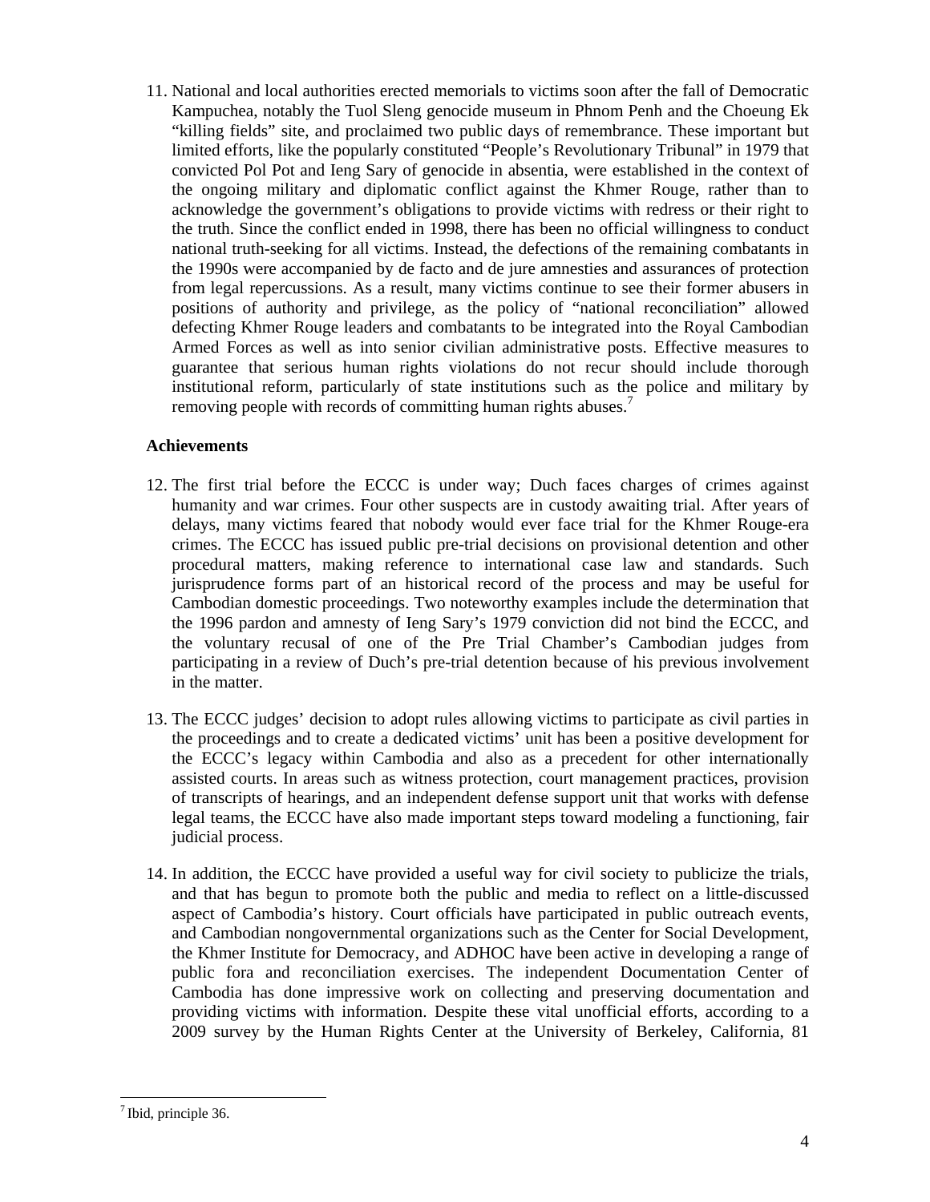11. National and local authorities erected memorials to victims soon after the fall of Democratic Kampuchea, notably the Tuol Sleng genocide museum in Phnom Penh and the Choeung Ek "killing fields" site, and proclaimed two public days of remembrance. These important but limited efforts, like the popularly constituted "People's Revolutionary Tribunal" in 1979 that convicted Pol Pot and Ieng Sary of genocide in absentia, were established in the context of the ongoing military and diplomatic conflict against the Khmer Rouge, rather than to acknowledge the government's obligations to provide victims with redress or their right to the truth. Since the conflict ended in 1998, there has been no official willingness to conduct national truth-seeking for all victims. Instead, the defections of the remaining combatants in the 1990s were accompanied by de facto and de jure amnesties and assurances of protection from legal repercussions. As a result, many victims continue to see their former abusers in positions of authority and privilege, as the policy of "national reconciliation" allowed defecting Khmer Rouge leaders and combatants to be integrated into the Royal Cambodian Armed Forces as well as into senior civilian administrative posts. Effective measures to guarantee that serious human rights violations do not recur should include thorough institutional reform, particularly of state institutions such as the police and military by removing people with records of committing human rights abuses.[7]

**Achievements**

12. The first trial before the ECCC is under way; Duch faces charges of crimes against humanity and war crimes. Four other suspects are in custody awaiting trial. After years of delays, many victims feared that nobody would ever face trial for the Khmer Rouge-era crimes. The ECCC has issued public pre-trial decisions on provisional detention and other procedural matters, making reference to international case law and standards. Such jurisprudence forms part of an historical record of the process and may be useful for Cambodian domestic proceedings. Two noteworthy examples include the determination that the 1996 pardon and amnesty of Ieng Sary's 1979 conviction did not bind the ECCC, and the voluntary recusal of one of the Pre Trial Chamber's Cambodian judges from participating in a review of Duch's pre-trial detention because of his previous involvement in the matter.

13. The ECCC judges' decision to adopt rules allowing victims to participate as civil parties in the proceedings and to create a dedicated victims' unit has been a positive development for the ECCC's legacy within Cambodia and also as a precedent for other internationally assisted courts. In areas such as witness protection, court management practices, provision of transcripts of hearings, and an independent defense support unit that works with defense legal teams, the ECCC have also made important steps toward modeling a functioning, fair judicial process.

14. In addition, the ECCC have provided a useful way for civil society to publicize the trials, and that has begun to promote both the public and media to reflect on a little-discussed aspect of Cambodia's history. Court officials have participated in public outreach events, and Cambodian nongovernmental organizations such as the Center for Social Development, the Khmer Institute for Democracy, and ADHOC have been active in developing a range of public fora and reconciliation exercises. The independent Documentation Center of Cambodia has done impressive work on collecting and preserving documentation and providing victims with information. Despite these vital unofficial efforts, according to a 2009 survey by the Human Rights Center at the University of Berkeley, California, 81

---

[7] Ibid, principle 36.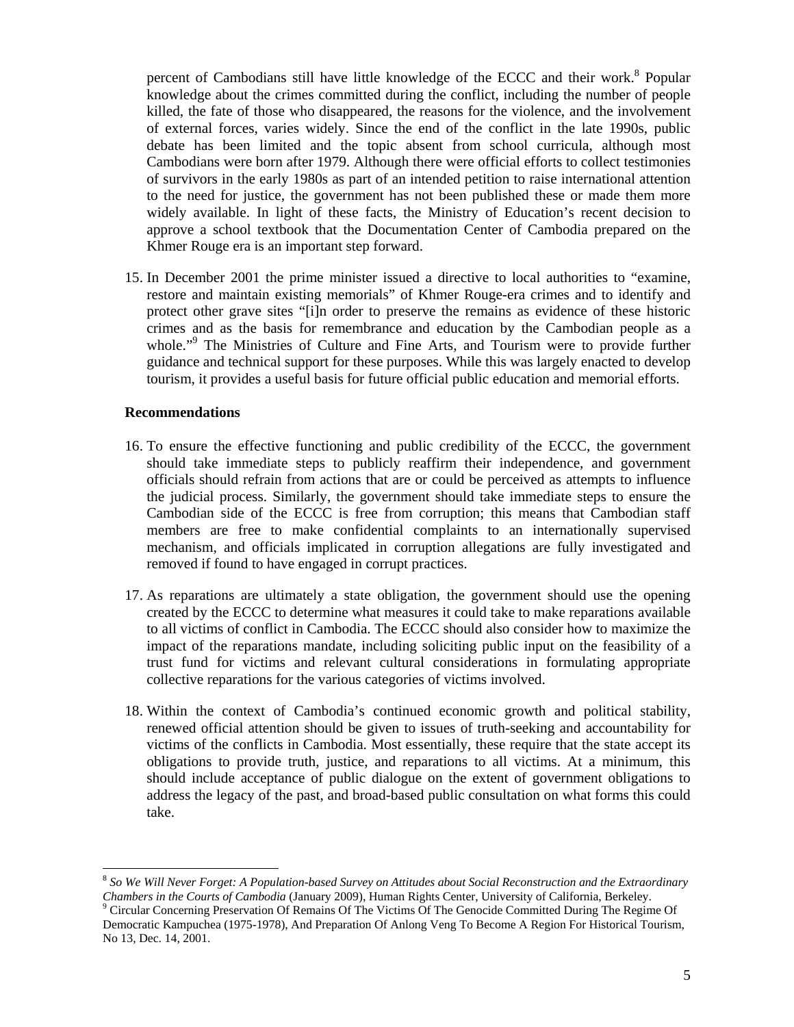percent of Cambodians still have little knowledge of the ECCC and their work.[8] Popular knowledge about the crimes committed during the conflict, including the number of people killed, the fate of those who disappeared, the reasons for the violence, and the involvement of external forces, varies widely. Since the end of the conflict in the late 1990s, public debate has been limited and the topic absent from school curricula, although most Cambodians were born after 1979. Although there were official efforts to collect testimonies of survivors in the early 1980s as part of an intended petition to raise international attention to the need for justice, the government has not been published these or made them more widely available. In light of these facts, the Ministry of Education's recent decision to approve a school textbook that the Documentation Center of Cambodia prepared on the Khmer Rouge era is an important step forward.

15. In December 2001 the prime minister issued a directive to local authorities to "examine, restore and maintain existing memorials" of Khmer Rouge-era crimes and to identify and protect other grave sites "[i]n order to preserve the remains as evidence of these historic crimes and as the basis for remembrance and education by the Cambodian people as a whole."[9] The Ministries of Culture and Fine Arts, and Tourism were to provide further guidance and technical support for these purposes. While this was largely enacted to develop tourism, it provides a useful basis for future official public education and memorial efforts.

**Recommendations**

16. To ensure the effective functioning and public credibility of the ECCC, the government should take immediate steps to publicly reaffirm their independence, and government officials should refrain from actions that are or could be perceived as attempts to influence the judicial process. Similarly, the government should take immediate steps to ensure the Cambodian side of the ECCC is free from corruption; this means that Cambodian staff members are free to make confidential complaints to an internationally supervised mechanism, and officials implicated in corruption allegations are fully investigated and removed if found to have engaged in corrupt practices.

17. As reparations are ultimately a state obligation, the government should use the opening created by the ECCC to determine what measures it could take to make reparations available to all victims of conflict in Cambodia. The ECCC should also consider how to maximize the impact of the reparations mandate, including soliciting public input on the feasibility of a trust fund for victims and relevant cultural considerations in formulating appropriate collective reparations for the various categories of victims involved.

18. Within the context of Cambodia's continued economic growth and political stability, renewed official attention should be given to issues of truth-seeking and accountability for victims of the conflicts in Cambodia. Most essentially, these require that the state accept its obligations to provide truth, justice, and reparations to all victims. At a minimum, this should include acceptance of public dialogue on the extent of government obligations to address the legacy of the past, and broad-based public consultation on what forms this could take.

---

[8] *So We Will Never Forget: A Population-based Survey on Attitudes about Social Reconstruction and the Extraordinary Chambers in the Courts of Cambodia* (January 2009), Human Rights Center, University of California, Berkeley.

[9] Circular Concerning Preservation Of Remains Of The Victims Of The Genocide Committed During The Regime Of Democratic Kampuchea (1975-1978), And Preparation Of Anlong Veng To Become A Region For Historical Tourism, No 13, Dec. 14, 2001.